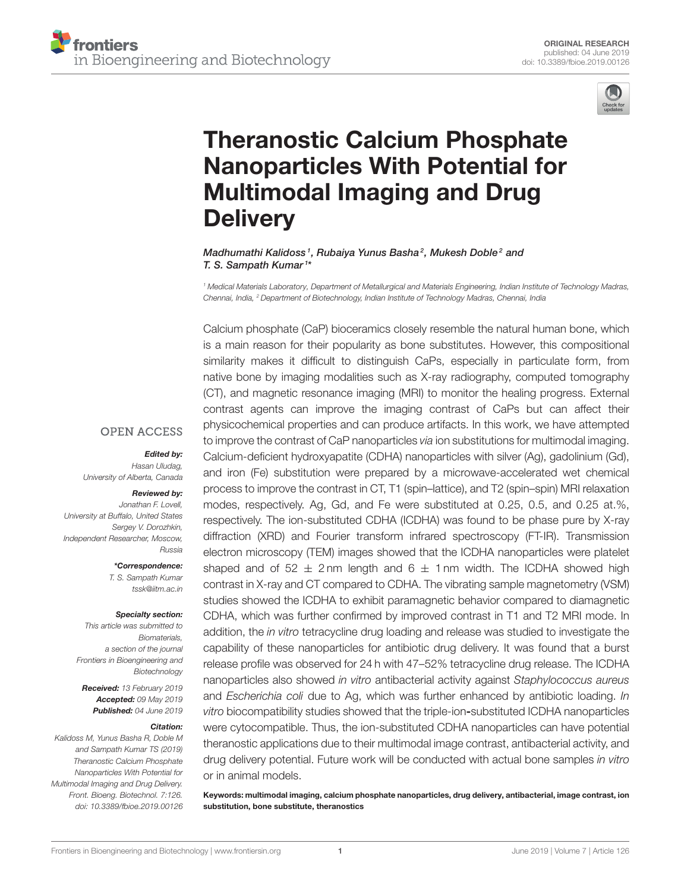ORIGINAL RESEARCH
published: 04 June 2019
doi: 10.3389/fbioe.2019.00126

# Theranostic Calcium Phosphate Nanoparticles With Potential for Multimodal Imaging and Drug Delivery

*Madhumathi Kalidoss[1], Rubaiya Yunus Basha[2], Mukesh Doble[2] and T. S. Sampath Kumar[1]**

[1] Medical Materials Laboratory, Department of Metallurgical and Materials Engineering, Indian Institute of Technology Madras, Chennai, India, [2] Department of Biotechnology, Indian Institute of Technology Madras, Chennai, India

Calcium phosphate (CaP) bioceramics closely resemble the natural human bone, which is a main reason for their popularity as bone substitutes. However, this compositional similarity makes it difficult to distinguish CaPs, especially in particulate form, from native bone by imaging modalities such as X-ray radiography, computed tomography (CT), and magnetic resonance imaging (MRI) to monitor the healing progress. External contrast agents can improve the imaging contrast of CaPs but can affect their physicochemical properties and can produce artifacts. In this work, we have attempted to improve the contrast of CaP nanoparticles *via* ion substitutions for multimodal imaging. Calcium-deficient hydroxyapatite (CDHA) nanoparticles with silver (Ag), gadolinium (Gd), and iron (Fe) substitution were prepared by a microwave-accelerated wet chemical process to improve the contrast in CT, T1 (spin–lattice), and T2 (spin–spin) MRI relaxation modes, respectively. Ag, Gd, and Fe were substituted at 0.25, 0.5, and 0.25 at.%, respectively. The ion-substituted CDHA (ICDHA) was found to be phase pure by X-ray diffraction (XRD) and Fourier transform infrared spectroscopy (FT-IR). Transmission electron microscopy (TEM) images showed that the ICDHA nanoparticles were platelet shaped and of $52 \pm 2$ nm length and $6 \pm 1$ nm width. The ICDHA showed high contrast in X-ray and CT compared to CDHA. The vibrating sample magnetometry (VSM) studies showed the ICDHA to exhibit paramagnetic behavior compared to diamagnetic CDHA, which was further confirmed by improved contrast in T1 and T2 MRI mode. In addition, the *in vitro* tetracycline drug loading and release was studied to investigate the capability of these nanoparticles for antibiotic drug delivery. It was found that a burst release profile was observed for 24 h with 47–52% tetracycline drug release. The ICDHA nanoparticles also showed *in vitro* antibacterial activity against *Staphylococcus aureus* and *Escherichia coli* due to Ag, which was further enhanced by antibiotic loading. *In vitro* biocompatibility studies showed that the triple-ion-substituted ICDHA nanoparticles were cytocompatible. Thus, the ion-substituted CDHA nanoparticles can have potential theranostic applications due to their multimodal image contrast, antibacterial activity, and drug delivery potential. Future work will be conducted with actual bone samples *in vitro* or in animal models.

**Keywords: multimodal imaging, calcium phosphate nanoparticles, drug delivery, antibacterial, image contrast, ion substitution, bone substitute, theranostics**

OPEN ACCESS

***Edited by:***
*Hasan Uludag, University of Alberta, Canada*

***Reviewed by:***
*Jonathan F. Lovell, University at Buffalo, United States*
*Sergey V. Dorozhkin, Independent Researcher, Moscow, Russia*

****Correspondence:***
*T. S. Sampath Kumar*
*tssk@iitm.ac.in*

***Specialty section:***
*This article was submitted to Biomaterials, a section of the journal Frontiers in Bioengineering and Biotechnology*

***Received:*** *13 February 2019*
***Accepted:*** *09 May 2019*
***Published:*** *04 June 2019*

***Citation:***
*Kalidoss M, Yunus Basha R, Doble M and Sampath Kumar TS (2019) Theranostic Calcium Phosphate Nanoparticles With Potential for Multimodal Imaging and Drug Delivery. Front. Bioeng. Biotechnol. 7:126. doi: 10.3389/fbioe.2019.00126*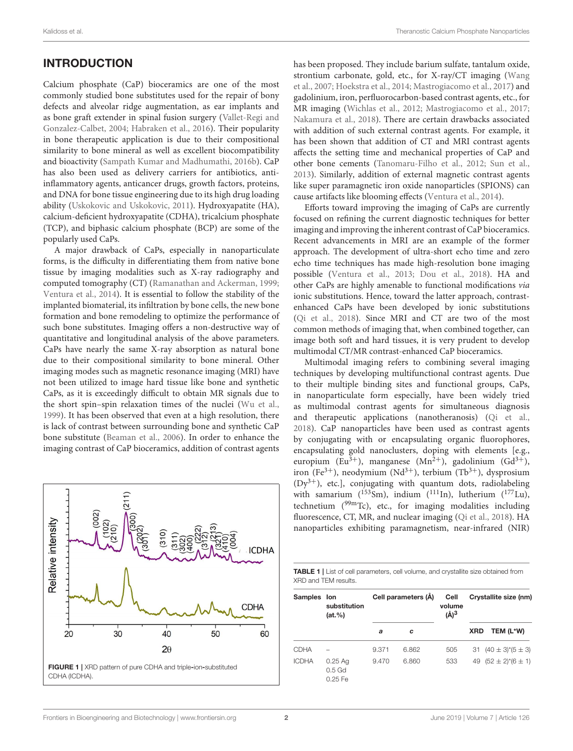## INTRODUCTION

Calcium phosphate (CaP) bioceramics are one of the most commonly studied bone substitutes used for the repair of bony defects and alveolar ridge augmentation, as ear implants and as bone graft extender in spinal fusion surgery (Vallet-Regi and Gonzalez-Calbet, 2004; Habraken et al., 2016). Their popularity in bone therapeutic application is due to their compositional similarity to bone mineral as well as excellent biocompatibility and bioactivity (Sampath Kumar and Madhumathi, 2016b). CaP has also been used as delivery carriers for antibiotics, anti-inflammatory agents, anticancer drugs, growth factors, proteins, and DNA for bone tissue engineering due to its high drug loading ability (Uskokovic and Uskokovic, 2011). Hydroxyapatite (HA), calcium-deficient hydroxyapatite (CDHA), tricalcium phosphate (TCP), and biphasic calcium phosphate (BCP) are some of the popularly used CaPs.

A major drawback of CaPs, especially in nanoparticulate forms, is the difficulty in differentiating them from native bone tissue by imaging modalities such as X-ray radiography and computed tomography (CT) (Ramanathan and Ackerman, 1999; Ventura et al., 2014). It is essential to follow the stability of the implanted biomaterial, its infiltration by bone cells, the new bone formation and bone remodeling to optimize the performance of such bone substitutes. Imaging offers a non-destructive way of quantitative and longitudinal analysis of the above parameters. CaPs have nearly the same X-ray absorption as natural bone due to their compositional similarity to bone mineral. Other imaging modes such as magnetic resonance imaging (MRI) have not been utilized to image hard tissue like bone and synthetic CaPs, as it is exceedingly difficult to obtain MR signals due to the short spin–spin relaxation times of the nuclei (Wu et al., 1999). It has been observed that even at a high resolution, there is lack of contrast between surrounding bone and synthetic CaP bone substitute (Beaman et al., 2006). In order to enhance the imaging contrast of CaP bioceramics, addition of contrast agents has been proposed. They include barium sulfate, tantalum oxide, strontium carbonate, gold, etc., for X-ray/CT imaging (Wang et al., 2007; Hoekstra et al., 2014; Mastrogiacomo et al., 2017) and gadolinium, iron, perfluorocarbon-based contrast agents, etc., for MR imaging (Wichlas et al., 2012; Mastrogiacomo et al., 2017; Nakamura et al., 2018). There are certain drawbacks associated with addition of such external contrast agents. For example, it has been shown that addition of CT and MRI contrast agents affects the setting time and mechanical properties of CaP and other bone cements (Tanomaru-Filho et al., 2012; Sun et al., 2013). Similarly, addition of external magnetic contrast agents like super paramagnetic iron oxide nanoparticles (SPIONS) can cause artifacts like blooming effects (Ventura et al., 2014).

Efforts toward improving the imaging of CaPs are currently focused on refining the current diagnostic techniques for better imaging and improving the inherent contrast of CaP bioceramics. Recent advancements in MRI are an example of the former approach. The development of ultra-short echo time and zero echo time techniques has made high-resolution bone imaging possible (Ventura et al., 2013; Dou et al., 2018). HA and other CaPs are highly amenable to functional modifications *via* ionic substitutions. Hence, toward the latter approach, contrast-enhanced CaPs have been developed by ionic substitutions (Qi et al., 2018). Since MRI and CT are two of the most common methods of imaging that, when combined together, can image both soft and hard tissues, it is very prudent to develop multimodal CT/MR contrast-enhanced CaP bioceramics.

Multimodal imaging refers to combining several imaging techniques by developing multifunctional contrast agents. Due to their multiple binding sites and functional groups, CaPs, in nanoparticulate form especially, have been widely tried as multimodal contrast agents for simultaneous diagnosis and therapeutic applications (nanotheranosis) (Qi et al., 2018). CaP nanoparticles have been used as contrast agents by conjugating with or encapsulating organic fluorophores, encapsulating gold nanoclusters, doping with elements [e.g., europium ($Eu^{3+}$), manganese ($Mn^{2+}$), gadolinium ($Gd^{3+}$), iron ($Fe^{3+}$), neodymium ($Nd^{3+}$), terbium ($Tb^{3+}$), dysprosium ($Dy^{3+}$), etc.], conjugating with quantum dots, radiolabeling with samarium ($^{153}Sm$), indium ($^{111}In$), lutherium ($^{177}Lu$), technetium ($^{99m}Tc$), etc., for imaging modalities including fluorescence, CT, MR, and nuclear imaging (Qi et al., 2018). HA nanoparticles exhibiting paramagnetism, near-infrared (NIR)

FIGURE 1 | XRD pattern of pure CDHA and triple-ion-substituted CDHA (ICDHA).

TABLE 1 | List of cell parameters, cell volume, and crystallite size obtained from XRD and TEM results.

| Samples | Ion substitution (at.%) | Cell parameters (Å) | | Cell volume (Å)$^3$ | Crystallite size (nm) | |
|---|---|---|---|---|---|---|
| | | *a* | *c* | | XRD | TEM (L*W) |
| CDHA | – | 9.371 | 6.862 | 505 | 31 | (40 ± 3)*(5 ± 3) |
| ICDHA | 0.25 Ag<br>0.5 Gd<br>0.25 Fe | 9.470 | 6.860 | 533 | 49 | (52 ± 2)*(6 ± 1) |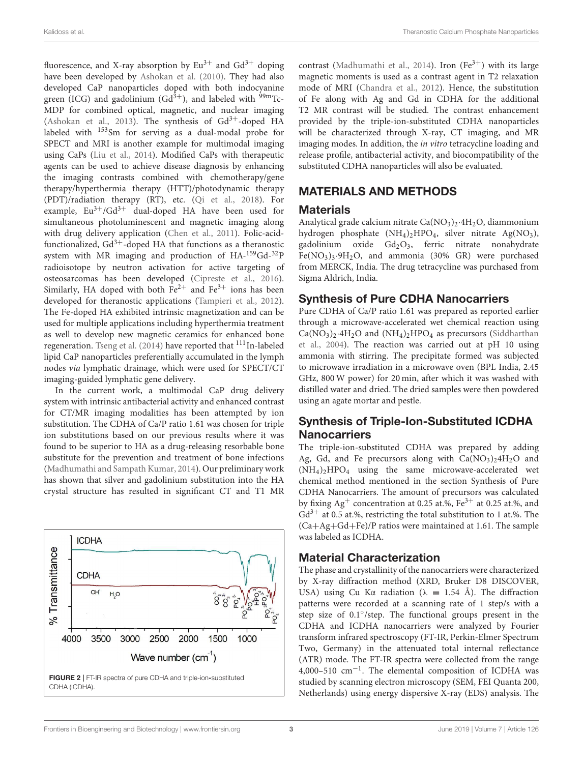fluorescence, and X-ray absorption by $Eu^{3+}$ and $Gd^{3+}$ doping have been developed by Ashokan et al. (2010). They had also developed CaP nanoparticles doped with both indocyanine green (ICG) and gadolinium ($Gd^{3+}$), and labeled with $^{99m}$Tc-MDP for combined optical, magnetic, and nuclear imaging (Ashokan et al., 2013). The synthesis of $Gd^{3+}$-doped HA labeled with $^{153}$Sm for serving as a dual-modal probe for SPECT and MRI is another example for multimodal imaging using CaPs (Liu et al., 2014). Modified CaPs with therapeutic agents can be used to achieve disease diagnosis by enhancing the imaging contrasts combined with chemotherapy/gene therapy/hyperthermia therapy (HTT)/photodynamic therapy (PDT)/radiation therapy (RT), etc. (Qi et al., 2018). For example, $Eu^{3+}$/$Gd^{3+}$ dual-doped HA have been used for simultaneous photoluminescent and magnetic imaging along with drug delivery application (Chen et al., 2011). Folic-acid-functionalized, $Gd^{3+}$-doped HA that functions as a theranostic system with MR imaging and production of HA-$^{159}$Gd-$^{32}$P radioisotope by neutron activation for active targeting of osteosarcomas has been developed (Cipreste et al., 2016). Similarly, HA doped with both $Fe^{2+}$ and $Fe^{3+}$ ions has been developed for theranostic applications (Tampieri et al., 2012). The Fe-doped HA exhibited intrinsic magnetization and can be used for multiple applications including hyperthermia treatment as well to develop new magnetic ceramics for enhanced bone regeneration. Tseng et al. (2014) have reported that $^{111}$In-labeled lipid CaP nanoparticles preferentially accumulated in the lymph nodes *via* lymphatic drainage, which were used for SPECT/CT imaging-guided lymphatic gene delivery.

In the current work, a multimodal CaP drug delivery system with intrinsic antibacterial activity and enhanced contrast for CT/MR imaging modalities has been attempted by ion substitution. The CDHA of Ca/P ratio 1.61 was chosen for triple ion substitutions based on our previous results where it was found to be superior to HA as a drug-releasing resorbable bone substitute for the prevention and treatment of bone infections (Madhumathi and Sampath Kumar, 2014). Our preliminary work has shown that silver and gadolinium substitution into the HA crystal structure has resulted in significant CT and T1 MR contrast (Madhumathi et al., 2014). Iron ($Fe^{3+}$) with its large magnetic moments is used as a contrast agent in T2 relaxation mode of MRI (Chandra et al., 2012). Hence, the substitution of Fe along with Ag and Gd in CDHA for the additional T2 MR contrast will be studied. The contrast enhancement provided by the triple-ion-substituted CDHA nanoparticles will be characterized through X-ray, CT imaging, and MR imaging modes. In addition, the *in vitro* tetracycline loading and release profile, antibacterial activity, and biocompatibility of the substituted CDHA nanoparticles will also be evaluated.

FIGURE 2 | FT-IR spectra of pure CDHA and triple-ion-substituted CDHA (ICDHA).

## MATERIALS AND METHODS

### Materials

Analytical grade calcium nitrate $Ca(NO_3)_2{\cdot}4H_2O$, diammonium hydrogen phosphate $(NH_4)_2HPO_4$, silver nitrate $Ag(NO_3)$, gadolinium oxide $Gd_2O_3$, ferric nitrate nonahydrate $Fe(NO_3)_3{\cdot}9H_2O$, and ammonia (30% GR) were purchased from MERCK, India. The drug tetracycline was purchased from Sigma Aldrich, India.

### Synthesis of Pure CDHA Nanocarriers

Pure CDHA of Ca/P ratio 1.61 was prepared as reported earlier through a microwave-accelerated wet chemical reaction using $Ca(NO_3)_2{\cdot}4H_2O$ and $(NH_4)_2HPO_4$ as precursors (Siddharthan et al., 2004). The reaction was carried out at pH 10 using ammonia with stirring. The precipitate formed was subjected to microwave irradiation in a microwave oven (BPL India, 2.45 GHz, 800 W power) for 20 min, after which it was washed with distilled water and dried. The dried samples were then powdered using an agate mortar and pestle.

### Synthesis of Triple-Ion-Substituted ICDHA Nanocarriers

The triple-ion-substituted CDHA was prepared by adding Ag, Gd, and Fe precursors along with $Ca(NO_3)_24H_2O$ and $(NH_4)_2HPO_4$ using the same microwave-accelerated wet chemical method mentioned in the section Synthesis of Pure CDHA Nanocarriers. The amount of precursors was calculated by fixing $Ag^+$ concentration at 0.25 at.%, $Fe^{3+}$ at 0.25 at.%, and $Gd^{3+}$ at 0.5 at.%, restricting the total substitution to 1 at.%. The (Ca+Ag+Gd+Fe)/P ratios were maintained at 1.61. The sample was labeled as ICDHA.

### Material Characterization

The phase and crystallinity of the nanocarriers were characterized by X-ray diffraction method (XRD, Bruker D8 DISCOVER, USA) using Cu Kα radiation ($\lambda = 1.54$ Å). The diffraction patterns were recorded at a scanning rate of 1 step/s with a step size of 0.1°/step. The functional groups present in the CDHA and ICDHA nanocarriers were analyzed by Fourier transform infrared spectroscopy (FT-IR, Perkin-Elmer Spectrum Two, Germany) in the attenuated total internal reflectance (ATR) mode. The FT-IR spectra were collected from the range 4,000–510 $cm^{-1}$. The elemental composition of ICDHA was studied by scanning electron microscopy (SEM, FEI Quanta 200, Netherlands) using energy dispersive X-ray (EDS) analysis. The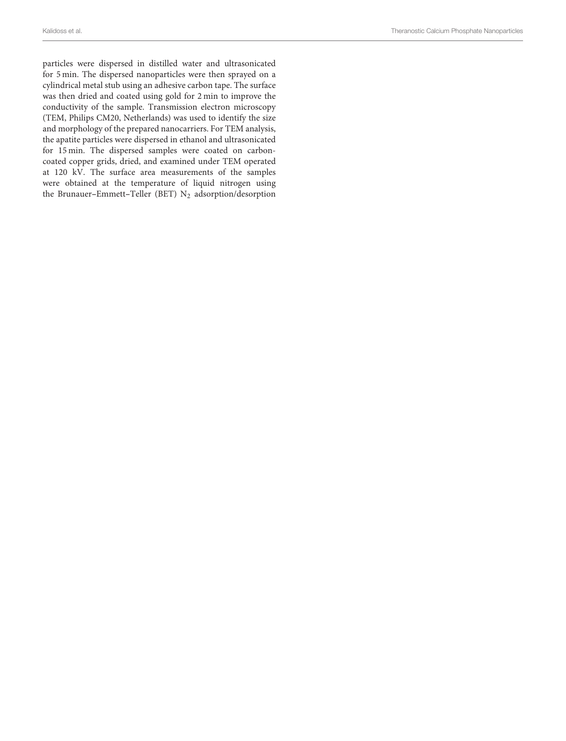particles were dispersed in distilled water and ultrasonicated for 5 min. The dispersed nanoparticles were then sprayed on a cylindrical metal stub using an adhesive carbon tape. The surface was then dried and coated using gold for 2 min to improve the conductivity of the sample. Transmission electron microscopy (TEM, Philips CM20, Netherlands) was used to identify the size and morphology of the prepared nanocarriers. For TEM analysis, the apatite particles were dispersed in ethanol and ultrasonicated for 15 min. The dispersed samples were coated on carbon-coated copper grids, dried, and examined under TEM operated at 120 kV. The surface area measurements of the samples were obtained at the temperature of liquid nitrogen using the Brunauer–Emmett–Teller (BET) $N_2$ adsorption/desorption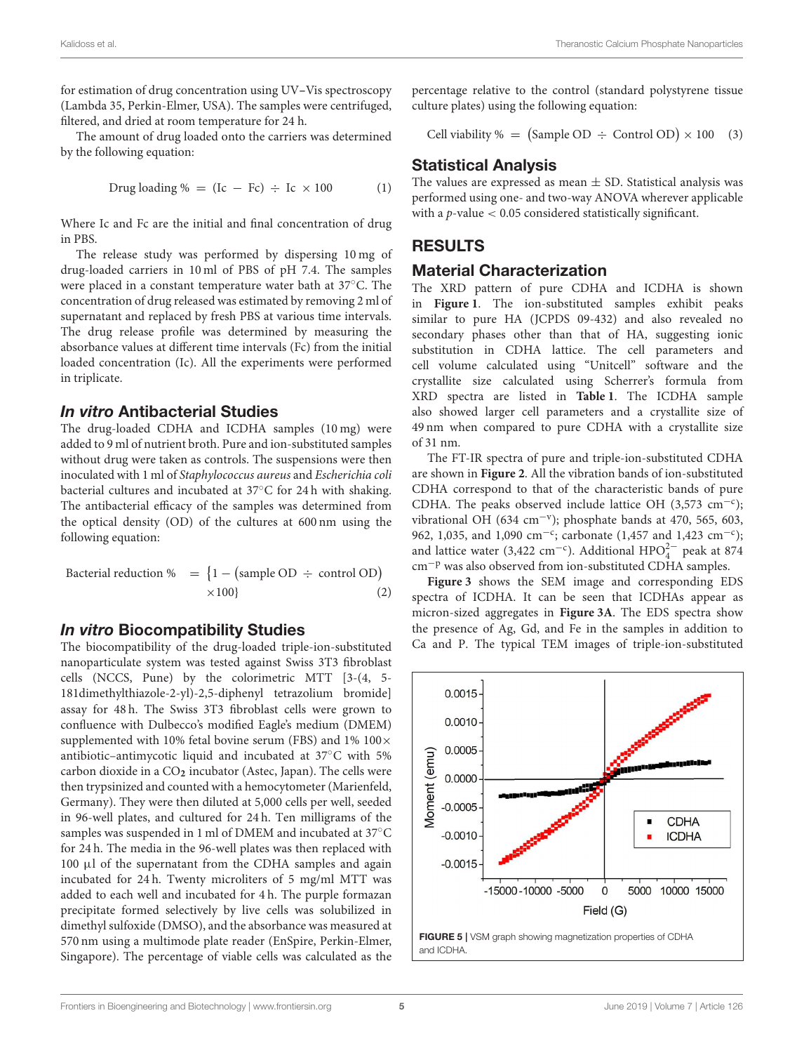for estimation of drug concentration using UV–Vis spectroscopy (Lambda 35, Perkin-Elmer, USA). The samples were centrifuged, filtered, and dried at room temperature for 24 h.

The amount of drug loaded onto the carriers was determined by the following equation:

$$\text{Drug loading \%} = (\text{Ic} - \text{Fc}) \div \text{Ic} \times 100 \quad (1)$$

Where Ic and Fc are the initial and final concentration of drug in PBS.

The release study was performed by dispersing 10 mg of drug-loaded carriers in 10 ml of PBS of pH 7.4. The samples were placed in a constant temperature water bath at 37°C. The concentration of drug released was estimated by removing 2 ml of supernatant and replaced by fresh PBS at various time intervals. The drug release profile was determined by measuring the absorbance values at different time intervals (Fc) from the initial loaded concentration (Ic). All the experiments were performed in triplicate.

### *In vitro* Antibacterial Studies

The drug-loaded CDHA and ICDHA samples (10 mg) were added to 9 ml of nutrient broth. Pure and ion-substituted samples without drug were taken as controls. The suspensions were then inoculated with 1 ml of *Staphylococcus aureus* and *Escherichia coli* bacterial cultures and incubated at 37°C for 24 h with shaking. The antibacterial efficacy of the samples was determined from the optical density (OD) of the cultures at 600 nm using the following equation:

$$\text{Bacterial reduction \%} = \{1 - (\text{sample OD} \div \text{control OD}) \times 100\} \quad (2)$$

### *In vitro* Biocompatibility Studies

The biocompatibility of the drug-loaded triple-ion-substituted nanoparticulate system was tested against Swiss 3T3 fibroblast cells (NCCS, Pune) by the colorimetric MTT [3-(4, 5-181dimethylthiazole-2-yl)-2,5-diphenyl tetrazolium bromide] assay for 48 h. The Swiss 3T3 fibroblast cells were grown to confluence with Dulbecco's modified Eagle's medium (DMEM) supplemented with 10% fetal bovine serum (FBS) and 1% 100× antibiotic–antimycotic liquid and incubated at 37°C with 5% carbon dioxide in a $CO_2$ incubator (Astec, Japan). The cells were then trypsinized and counted with a hemocytometer (Marienfeld, Germany). They were then diluted at 5,000 cells per well, seeded in 96-well plates, and cultured for 24 h. Ten milligrams of the samples was suspended in 1 ml of DMEM and incubated at 37°C for 24 h. The media in the 96-well plates was then replaced with 100 µl of the supernatant from the CDHA samples and again incubated for 24 h. Twenty microliters of 5 mg/ml MTT was added to each well and incubated for 4 h. The purple formazan precipitate formed selectively by live cells was solubilized in dimethyl sulfoxide (DMSO), and the absorbance was measured at 570 nm using a multimode plate reader (EnSpire, Perkin-Elmer, Singapore). The percentage of viable cells was calculated as the percentage relative to the control (standard polystyrene tissue culture plates) using the following equation:

$$\text{Cell viability \%} = (\text{Sample OD} \div \text{Control OD}) \times 100 \quad (3)$$

### Statistical Analysis

The values are expressed as mean ± SD. Statistical analysis was performed using one- and two-way ANOVA wherever applicable with a $p$-value $< 0.05$ considered statistically significant.

## RESULTS

### Material Characterization

The XRD pattern of pure CDHA and ICDHA is shown in **Figure 1**. The ion-substituted samples exhibit peaks similar to pure HA (JCPDS 09-432) and also revealed no secondary phases other than that of HA, suggesting ionic substitution in CDHA lattice. The cell parameters and cell volume calculated using "Unitcell" software and the crystallite size calculated using Scherrer's formula from XRD spectra are listed in **Table 1**. The ICDHA sample also showed larger cell parameters and a crystallite size of 49 nm when compared to pure CDHA with a crystallite size of 31 nm.

The FT-IR spectra of pure and triple-ion-substituted CDHA are shown in **Figure 2**. All the vibration bands of ion-substituted CDHA correspond to that of the characteristic bands of pure CDHA. The peaks observed include lattice OH (3,573 $cm^{-c}$); vibrational OH (634 $cm^{-v}$); phosphate bands at 470, 565, 603, 962, 1,035, and 1,090 $cm^{-c}$; carbonate (1,457 and 1,423 $cm^{-c}$); and lattice water (3,422 $cm^{-c}$). Additional $HPO_4^{2-}$ peak at 874 $cm^{-p}$ was also observed from ion-substituted CDHA samples.

**Figure 3** shows the SEM image and corresponding EDS spectra of ICDHA. It can be seen that ICDHAs appear as micron-sized aggregates in **Figure 3A**. The EDS spectra show the presence of Ag, Gd, and Fe in the samples in addition to Ca and P. The typical TEM images of triple-ion-substituted

**FIGURE 5 |** VSM graph showing magnetization properties of CDHA and ICDHA.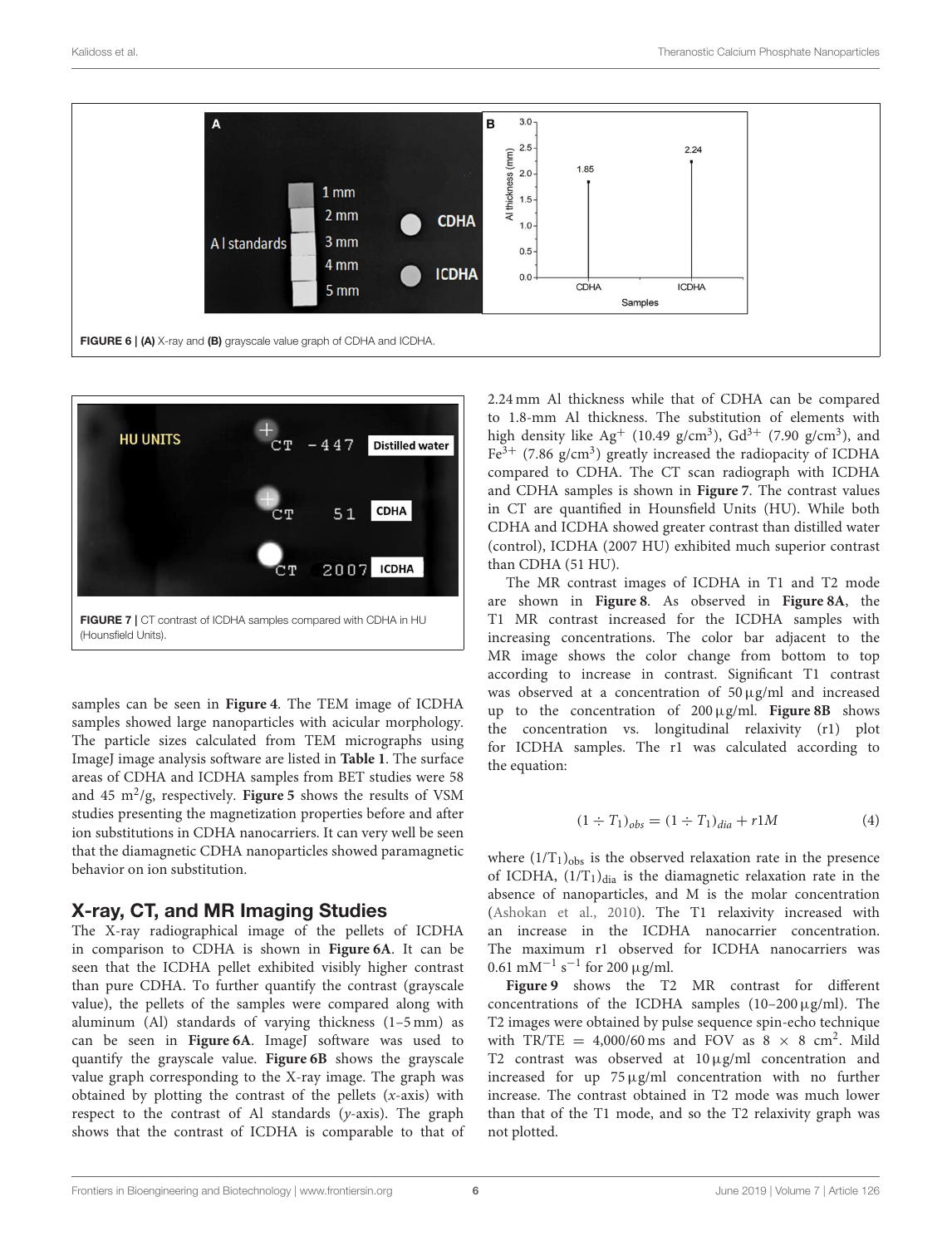FIGURE 6 | **(A)** X-ray and **(B)** grayscale value graph of CDHA and ICDHA.

FIGURE 7 | CT contrast of ICDHA samples compared with CDHA in HU (Hounsfield Units).

samples can be seen in **Figure 4**. The TEM image of ICDHA samples showed large nanoparticles with acicular morphology. The particle sizes calculated from TEM micrographs using ImageJ image analysis software are listed in **Table 1**. The surface areas of CDHA and ICDHA samples from BET studies were 58 and 45 $m^2$/g, respectively. **Figure 5** shows the results of VSM studies presenting the magnetization properties before and after ion substitutions in CDHA nanocarriers. It can very well be seen that the diamagnetic CDHA nanoparticles showed paramagnetic behavior on ion substitution.

## X-ray, CT, and MR Imaging Studies

The X-ray radiographical image of the pellets of ICDHA in comparison to CDHA is shown in **Figure 6A**. It can be seen that the ICDHA pellet exhibited visibly higher contrast than pure CDHA. To further quantify the contrast (grayscale value), the pellets of the samples were compared along with aluminum (Al) standards of varying thickness (1–5 mm) as can be seen in **Figure 6A**. ImageJ software was used to quantify the grayscale value. **Figure 6B** shows the grayscale value graph corresponding to the X-ray image. The graph was obtained by plotting the contrast of the pellets (*x*-axis) with respect to the contrast of Al standards (*y*-axis). The graph shows that the contrast of ICDHA is comparable to that of 2.24 mm Al thickness while that of CDHA can be compared to 1.8-mm Al thickness. The substitution of elements with high density like $Ag^{+}$ (10.49 g/$cm^3$), $Gd^{3+}$ (7.90 g/$cm^3$), and $Fe^{3+}$ (7.86 g/$cm^3$) greatly increased the radiopacity of ICDHA compared to CDHA. The CT scan radiograph with ICDHA and CDHA samples is shown in **Figure 7**. The contrast values in CT are quantified in Hounsfield Units (HU). While both CDHA and ICDHA showed greater contrast than distilled water (control), ICDHA (2007 HU) exhibited much superior contrast than CDHA (51 HU).

The MR contrast images of ICDHA in T1 and T2 mode are shown in **Figure 8**. As observed in **Figure 8A**, the T1 MR contrast increased for the ICDHA samples with increasing concentrations. The color bar adjacent to the MR image shows the color change from bottom to top according to increase in contrast. Significant T1 contrast was observed at a concentration of 50 μg/ml and increased up to the concentration of 200 μg/ml. **Figure 8B** shows the concentration vs. longitudinal relaxivity (r1) plot for ICDHA samples. The r1 was calculated according to the equation:

$$(1 \div T_1)_{obs} = (1 \div T_1)_{dia} + r1M \tag{4}$$

where $(1/T_1)_{obs}$ is the observed relaxation rate in the presence of ICDHA, $(1/T_1)_{dia}$ is the diamagnetic relaxation rate in the absence of nanoparticles, and M is the molar concentration (Ashokan et al., 2010). The T1 relaxivity increased with an increase in the ICDHA nanocarrier concentration. The maximum r1 observed for ICDHA nanocarriers was 0.61 $mM^{-1}$ $s^{-1}$ for 200 μg/ml.

**Figure 9** shows the T2 MR contrast for different concentrations of the ICDHA samples (10–200 μg/ml). The T2 images were obtained by pulse sequence spin-echo technique with TR/TE = 4,000/60 ms and FOV as 8 × 8 $cm^2$. Mild T2 contrast was observed at 10 μg/ml concentration and increased for up 75 μg/ml concentration with no further increase. The contrast obtained in T2 mode was much lower than that of the T1 mode, and so the T2 relaxivity graph was not plotted.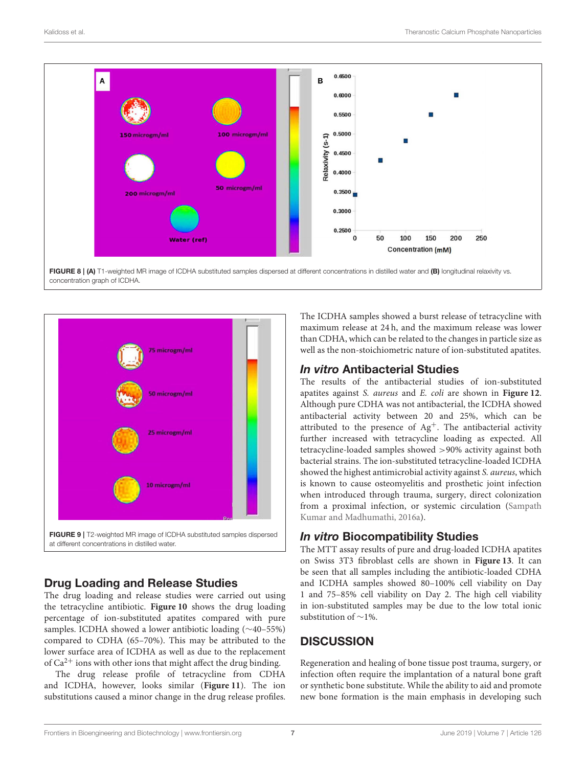FIGURE 8 | **(A)** T1-weighted MR image of ICDHA substituted samples dispersed at different concentrations in distilled water and **(B)** longitudinal relaxivity vs. concentration graph of ICDHA.

FIGURE 9 | T2-weighted MR image of ICDHA substituted samples dispersed at different concentrations in distilled water.

## Drug Loading and Release Studies

The drug loading and release studies were carried out using the tetracycline antibiotic. **Figure 10** shows the drug loading percentage of ion-substituted apatites compared with pure samples. ICDHA showed a lower antibiotic loading (~40–55%) compared to CDHA (65–70%). This may be attributed to the lower surface area of ICDHA as well as due to the replacement of $Ca^{2+}$ ions with other ions that might affect the drug binding.

The drug release profile of tetracycline from CDHA and ICDHA, however, looks similar (**Figure 11**). The ion substitutions caused a minor change in the drug release profiles. The ICDHA samples showed a burst release of tetracycline with maximum release at 24 h, and the maximum release was lower than CDHA, which can be related to the changes in particle size as well as the non-stoichiometric nature of ion-substituted apatites.

## *In vitro* Antibacterial Studies

The results of the antibacterial studies of ion-substituted apatites against *S. aureus* and *E. coli* are shown in **Figure 12**. Although pure CDHA was not antibacterial, the ICDHA showed antibacterial activity between 20 and 25%, which can be attributed to the presence of $Ag^{+}$. The antibacterial activity further increased with tetracycline loading as expected. All tetracycline-loaded samples showed >90% activity against both bacterial strains. The ion-substituted tetracycline-loaded ICDHA showed the highest antimicrobial activity against *S. aureus*, which is known to cause osteomyelitis and prosthetic joint infection when introduced through trauma, surgery, direct colonization from a proximal infection, or systemic circulation (Sampath Kumar and Madhumathi, 2016a).

## *In vitro* Biocompatibility Studies

The MTT assay results of pure and drug-loaded ICDHA apatites on Swiss 3T3 fibroblast cells are shown in **Figure 13**. It can be seen that all samples including the antibiotic-loaded CDHA and ICDHA samples showed 80–100% cell viability on Day 1 and 75–85% cell viability on Day 2. The high cell viability in ion-substituted samples may be due to the low total ionic substitution of ~1%.

# DISCUSSION

Regeneration and healing of bone tissue post trauma, surgery, or infection often require the implantation of a natural bone graft or synthetic bone substitute. While the ability to aid and promote new bone formation is the main emphasis in developing such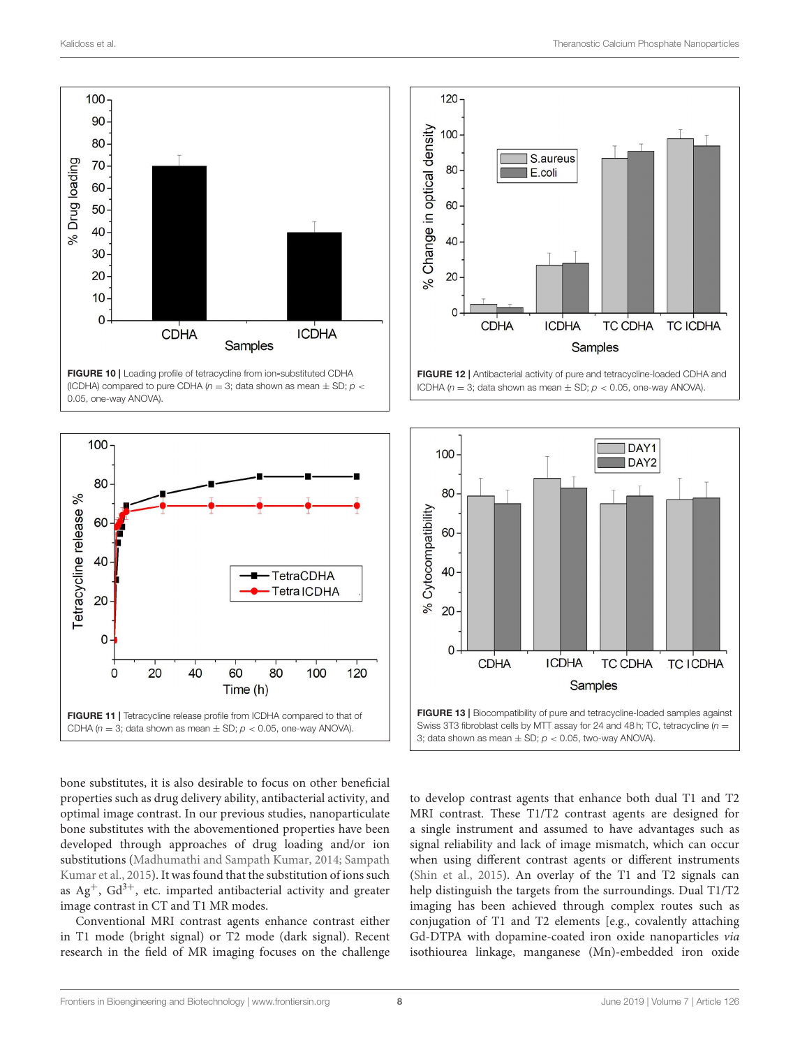**FIGURE 10 |** Loading profile of tetracycline from ion-substituted CDHA (ICDHA) compared to pure CDHA ($n = 3$; data shown as mean ± SD; $p < 0.05$, one-way ANOVA).

**FIGURE 12 |** Antibacterial activity of pure and tetracycline-loaded CDHA and ICDHA ($n = 3$; data shown as mean ± SD; $p < 0.05$, one-way ANOVA).

**FIGURE 11 |** Tetracycline release profile from ICDHA compared to that of CDHA ($n = 3$; data shown as mean ± SD; $p < 0.05$, one-way ANOVA).

**FIGURE 13 |** Biocompatibility of pure and tetracycline-loaded samples against Swiss 3T3 fibroblast cells by MTT assay for 24 and 48 h; TC, tetracycline ($n = 3$; data shown as mean ± SD; $p < 0.05$, two-way ANOVA).

bone substitutes, it is also desirable to focus on other beneficial properties such as drug delivery ability, antibacterial activity, and optimal image contrast. In our previous studies, nanoparticulate bone substitutes with the abovementioned properties have been developed through approaches of drug loading and/or ion substitutions (Madhumathi and Sampath Kumar, 2014; Sampath Kumar et al., 2015). It was found that the substitution of ions such as $Ag^{+}$, $Gd^{3+}$, etc. imparted antibacterial activity and greater image contrast in CT and T1 MR modes.

Conventional MRI contrast agents enhance contrast either in T1 mode (bright signal) or T2 mode (dark signal). Recent research in the field of MR imaging focuses on the challenge to develop contrast agents that enhance both dual T1 and T2 MRI contrast. These T1/T2 contrast agents are designed for a single instrument and assumed to have advantages such as signal reliability and lack of image mismatch, which can occur when using different contrast agents or different instruments (Shin et al., 2015). An overlay of the T1 and T2 signals can help distinguish the targets from the surroundings. Dual T1/T2 imaging has been achieved through complex routes such as conjugation of T1 and T2 elements [e.g., covalently attaching Gd-DTPA with dopamine-coated iron oxide nanoparticles *via* isothiourea linkage, manganese (Mn)-embedded iron oxide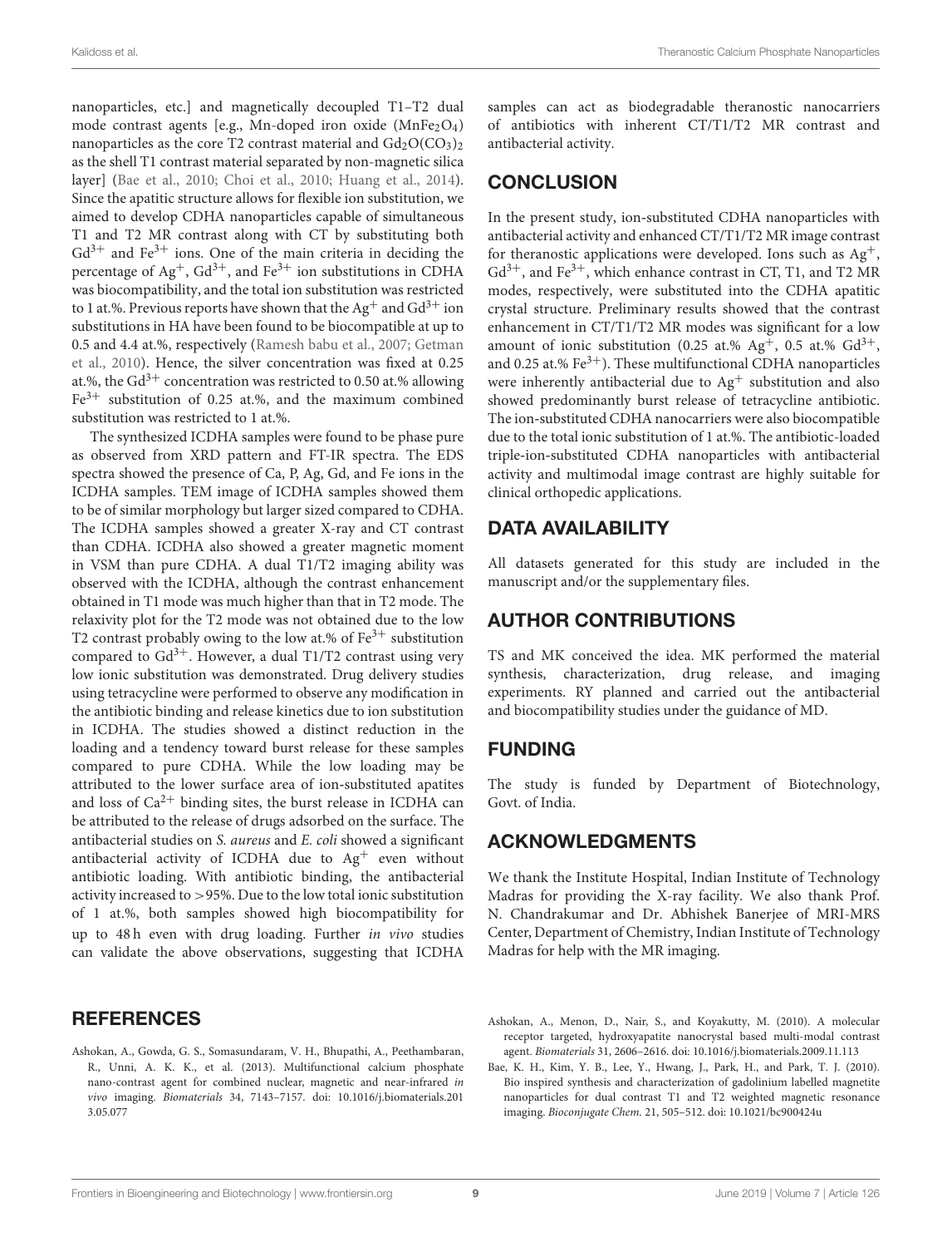nanoparticles, etc.] and magnetically decoupled T1–T2 dual mode contrast agents [e.g., Mn-doped iron oxide ($MnFe_2O_4$) nanoparticles as the core T2 contrast material and $Gd_2O(CO_3)_2$ as the shell T1 contrast material separated by non-magnetic silica layer] (Bae et al., 2010; Choi et al., 2010; Huang et al., 2014). Since the apatitic structure allows for flexible ion substitution, we aimed to develop CDHA nanoparticles capable of simultaneous T1 and T2 MR contrast along with CT by substituting both $Gd^{3+}$ and $Fe^{3+}$ ions. One of the main criteria in deciding the percentage of $Ag^{+}$, $Gd^{3+}$, and $Fe^{3+}$ ion substitutions in CDHA was biocompatibility, and the total ion substitution was restricted to 1 at.%. Previous reports have shown that the $Ag^{+}$ and $Gd^{3+}$ ion substitutions in HA have been found to be biocompatible at up to 0.5 and 4.4 at.%, respectively (Ramesh babu et al., 2007; Getman et al., 2010). Hence, the silver concentration was fixed at 0.25 at.%, the $Gd^{3+}$ concentration was restricted to 0.50 at.% allowing $Fe^{3+}$ substitution of 0.25 at.%, and the maximum combined substitution was restricted to 1 at.%.

The synthesized ICDHA samples were found to be phase pure as observed from XRD pattern and FT-IR spectra. The EDS spectra showed the presence of Ca, P, Ag, Gd, and Fe ions in the ICDHA samples. TEM image of ICDHA samples showed them to be of similar morphology but larger sized compared to CDHA. The ICDHA samples showed a greater X-ray and CT contrast than CDHA. ICDHA also showed a greater magnetic moment in VSM than pure CDHA. A dual T1/T2 imaging ability was observed with the ICDHA, although the contrast enhancement obtained in T1 mode was much higher than that in T2 mode. The relaxivity plot for the T2 mode was not obtained due to the low T2 contrast probably owing to the low at.% of $Fe^{3+}$ substitution compared to $Gd^{3+}$. However, a dual T1/T2 contrast using very low ionic substitution was demonstrated. Drug delivery studies using tetracycline were performed to observe any modification in the antibiotic binding and release kinetics due to ion substitution in ICDHA. The studies showed a distinct reduction in the loading and a tendency toward burst release for these samples compared to pure CDHA. While the low loading may be attributed to the lower surface area of ion-substituted apatites and loss of $Ca^{2+}$ binding sites, the burst release in ICDHA can be attributed to the release of drugs adsorbed on the surface. The antibacterial studies on *S. aureus* and *E. coli* showed a significant antibacterial activity of ICDHA due to $Ag^{+}$ even without antibiotic loading. With antibiotic binding, the antibacterial activity increased to >95%. Due to the low total ionic substitution of 1 at.%, both samples showed high biocompatibility for up to 48 h even with drug loading. Further *in vivo* studies can validate the above observations, suggesting that ICDHA samples can act as biodegradable theranostic nanocarriers of antibiotics with inherent CT/T1/T2 MR contrast and antibacterial activity.

## CONCLUSION

In the present study, ion-substituted CDHA nanoparticles with antibacterial activity and enhanced CT/T1/T2 MR image contrast for theranostic applications were developed. Ions such as $Ag^{+}$, $Gd^{3+}$, and $Fe^{3+}$, which enhance contrast in CT, T1, and T2 MR modes, respectively, were substituted into the CDHA apatitic crystal structure. Preliminary results showed that the contrast enhancement in CT/T1/T2 MR modes was significant for a low amount of ionic substitution (0.25 at.% $Ag^{+}$, 0.5 at.% $Gd^{3+}$, and 0.25 at.% $Fe^{3+}$). These multifunctional CDHA nanoparticles were inherently antibacterial due to $Ag^{+}$ substitution and also showed predominantly burst release of tetracycline antibiotic. The ion-substituted CDHA nanocarriers were also biocompatible due to the total ionic substitution of 1 at.%. The antibiotic-loaded triple-ion-substituted CDHA nanoparticles with antibacterial activity and multimodal image contrast are highly suitable for clinical orthopedic applications.

## DATA AVAILABILITY

All datasets generated for this study are included in the manuscript and/or the supplementary files.

## AUTHOR CONTRIBUTIONS

TS and MK conceived the idea. MK performed the material synthesis, characterization, drug release, and imaging experiments. RY planned and carried out the antibacterial and biocompatibility studies under the guidance of MD.

## FUNDING

The study is funded by Department of Biotechnology, Govt. of India.

## ACKNOWLEDGMENTS

We thank the Institute Hospital, Indian Institute of Technology Madras for providing the X-ray facility. We also thank Prof. N. Chandrakumar and Dr. Abhishek Banerjee of MRI-MRS Center, Department of Chemistry, Indian Institute of Technology Madras for help with the MR imaging.

## REFERENCES

Ashokan, A., Gowda, G. S., Somasundaram, V. H., Bhupathi, A., Peethambaran, R., Unni, A. K. K., et al. (2013). Multifunctional calcium phosphate nano-contrast agent for combined nuclear, magnetic and near-infrared *in vivo* imaging. *Biomaterials* 34, 7143–7157. doi: 10.1016/j.biomaterials.2013.05.077

Ashokan, A., Menon, D., Nair, S., and Koyakutty, M. (2010). A molecular receptor targeted, hydroxyapatite nanocrystal based multi-modal contrast agent. *Biomaterials* 31, 2606–2616. doi: 10.1016/j.biomaterials.2009.11.113

Bae, K. H., Kim, Y. B., Lee, Y., Hwang, J., Park, H., and Park, T. J. (2010). Bio inspired synthesis and characterization of gadolinium labelled magnetite nanoparticles for dual contrast T1 and T2 weighted magnetic resonance imaging. *Bioconjugate Chem.* 21, 505–512. doi: 10.1021/bc900424u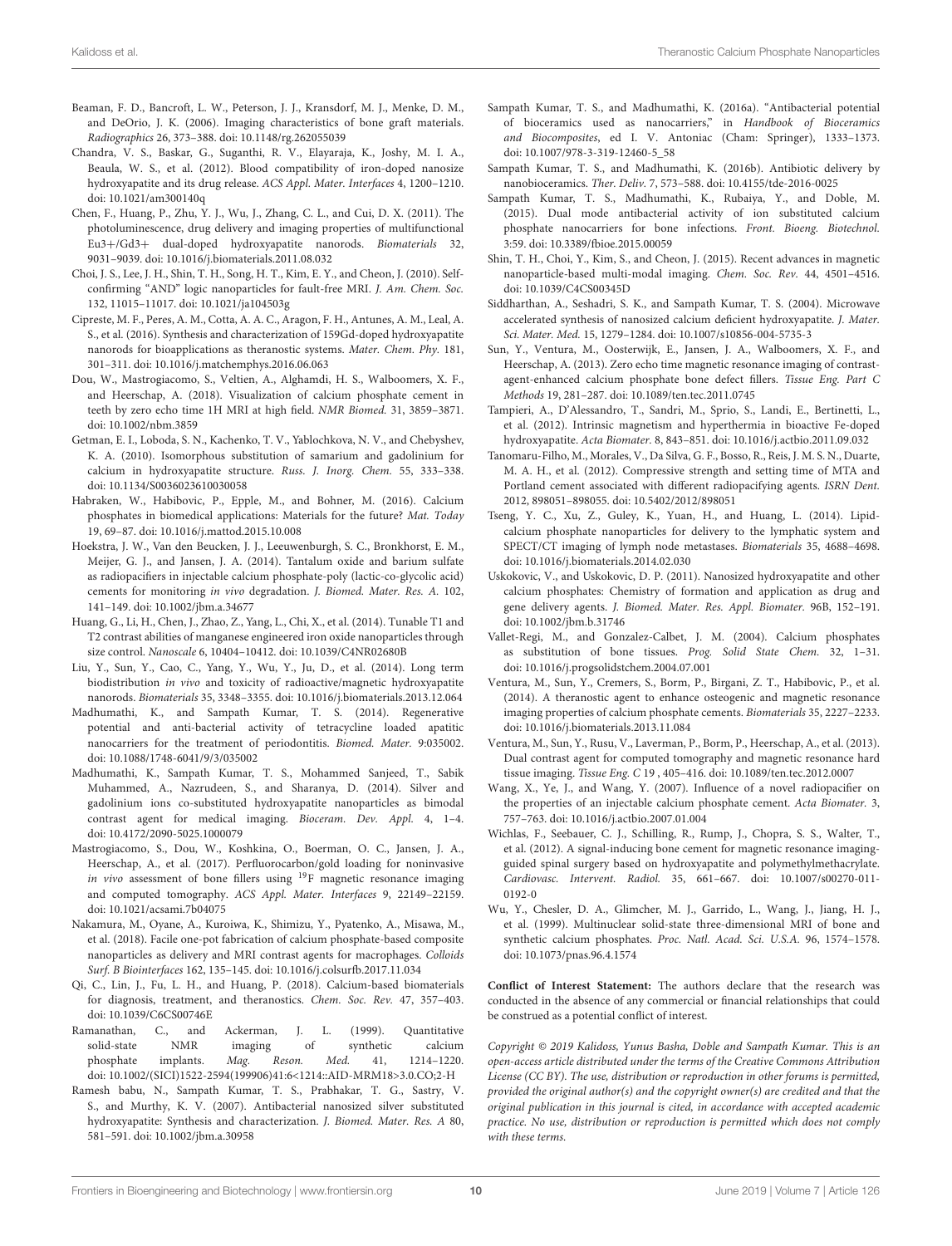Beaman, F. D., Bancroft, L. W., Peterson, J. J., Kransdorf, M. J., Menke, D. M., and DeOrio, J. K. (2006). Imaging characteristics of bone graft materials. *Radiographics* 26, 373–388. doi: 10.1148/rg.262055039

Chandra, V. S., Baskar, G., Suganthi, R. V., Elayaraja, K., Joshy, M. I. A., Beaula, W. S., et al. (2012). Blood compatibility of iron-doped nanosize hydroxyapatite and its drug release. *ACS Appl. Mater. Interfaces* 4, 1200–1210. doi: 10.1021/am300140q

Chen, F., Huang, P., Zhu, Y. J., Wu, J., Zhang, C. L., and Cui, D. X. (2011). The photoluminescence, drug delivery and imaging properties of multifunctional Eu3+/Gd3+ dual-doped hydroxyapatite nanorods. *Biomaterials* 32, 9031–9039. doi: 10.1016/j.biomaterials.2011.08.032

Choi, J. S., Lee, J. H., Shin, T. H., Song, H. T., Kim, E. Y., and Cheon, J. (2010). Self-confirming "AND" logic nanoparticles for fault-free MRI. *J. Am. Chem. Soc.* 132, 11015–11017. doi: 10.1021/ja104503g

Cipreste, M. F., Peres, A. M., Cotta, A. A. C., Aragon, F. H., Antunes, A. M., Leal, A. S., et al. (2016). Synthesis and characterization of 159Gd-doped hydroxyapatite nanorods for bioapplications as theranostic systems. *Mater. Chem. Phy.* 181, 301–311. doi: 10.1016/j.matchemphys.2016.06.063

Dou, W., Mastrogiacomo, S., Veltien, A., Alghamdi, H. S., Walboomers, X. F., and Heerschap, A. (2018). Visualization of calcium phosphate cement in teeth by zero echo time 1H MRI at high field. *NMR Biomed.* 31, 3859–3871. doi: 10.1002/nbm.3859

Getman, E. I., Loboda, S. N., Kachenko, T. V., Yablochkova, N. V., and Chebyshev, K. A. (2010). Isomorphous substitution of samarium and gadolinium for calcium in hydroxyapatite structure. *Russ. J. Inorg. Chem.* 55, 333–338. doi: 10.1134/S0036023610030058

Habraken, W., Habibovic, P., Epple, M., and Bohner, M. (2016). Calcium phosphates in biomedical applications: Materials for the future? *Mat. Today* 19, 69–87. doi: 10.1016/j.mattod.2015.10.008

Hoekstra, J. W., Van den Beucken, J. J., Leeuwenburgh, S. C., Bronkhorst, E. M., Meijer, G. J., and Jansen, J. A. (2014). Tantalum oxide and barium sulfate as radiopacifiers in injectable calcium phosphate-poly (lactic-co-glycolic acid) cements for monitoring *in vivo* degradation. *J. Biomed. Mater. Res. A.* 102, 141–149. doi: 10.1002/jbm.a.34677

Huang, G., Li, H., Chen, J., Zhao, Z., Yang, L., Chi, X., et al. (2014). Tunable T1 and T2 contrast abilities of manganese engineered iron oxide nanoparticles through size control. *Nanoscale* 6, 10404–10412. doi: 10.1039/C4NR02680B

Liu, Y., Sun, Y., Cao, C., Yang, Y., Wu, Y., Ju, D., et al. (2014). Long term biodistribution *in vivo* and toxicity of radioactive/magnetic hydroxyapatite nanorods. *Biomaterials* 35, 3348–3355. doi: 10.1016/j.biomaterials.2013.12.064

Madhumathi, K., and Sampath Kumar, T. S. (2014). Regenerative potential and anti-bacterial activity of tetracycline loaded apatitic nanocarriers for the treatment of periodontitis. *Biomed. Mater.* 9:035002. doi: 10.1088/1748-6041/9/3/035002

Madhumathi, K., Sampath Kumar, T. S., Mohammed Sanjeed, T., Sabik Muhammed, A., Nazrudeen, S., and Sharanya, D. (2014). Silver and gadolinium ions co-substituted hydroxyapatite nanoparticles as bimodal contrast agent for medical imaging. *Bioceram. Dev. Appl.* 4, 1–4. doi: 10.4172/2090-5025.1000079

Mastrogiacomo, S., Dou, W., Koshkina, O., Boerman, O. C., Jansen, J. A., Heerschap, A., et al. (2017). Perfluorocarbon/gold loading for noninvasive *in vivo* assessment of bone fillers using $^{19}$F magnetic resonance imaging and computed tomography. *ACS Appl. Mater. Interfaces* 9, 22149–22159. doi: 10.1021/acsami.7b04075

Nakamura, M., Oyane, A., Kuroiwa, K., Shimizu, Y., Pyatenko, A., Misawa, M., et al. (2018). Facile one-pot fabrication of calcium phosphate-based composite nanoparticles as delivery and MRI contrast agents for macrophages. *Colloids Surf. B Biointerfaces* 162, 135–145. doi: 10.1016/j.colsurfb.2017.11.034

Qi, C., Lin, J., Fu, L. H., and Huang, P. (2018). Calcium-based biomaterials for diagnosis, treatment, and theranostics. *Chem. Soc. Rev.* 47, 357–403. doi: 10.1039/C6CS00746E

Ramanathan, C., and Ackerman, J. L. (1999). Quantitative solid-state NMR imaging of synthetic calcium phosphate implants. *Mag. Reson. Med.* 41, 1214–1220. doi: 10.1002/(SICI)1522-2594(199906)41:6<1214::AID-MRM18>3.0.CO;2-H

Ramesh babu, N., Sampath Kumar, T. S., Prabhakar, T. G., Sastry, V. S., and Murthy, K. V. (2007). Antibacterial nanosized silver substituted hydroxyapatite: Synthesis and characterization. *J. Biomed. Mater. Res. A* 80, 581–591. doi: 10.1002/jbm.a.30958

Sampath Kumar, T. S., and Madhumathi, K. (2016a). "Antibacterial potential of bioceramics used as nanocarriers," in *Handbook of Bioceramics and Biocomposites*, ed I. V. Antoniac (Cham: Springer), 1333–1373. doi: 10.1007/978-3-319-12460-5_58

Sampath Kumar, T. S., and Madhumathi, K. (2016b). Antibiotic delivery by nanobioceramics. *Ther. Deliv.* 7, 573–588. doi: 10.4155/tde-2016-0025

Sampath Kumar, T. S., Madhumathi, K., Rubaiya, Y., and Doble, M. (2015). Dual mode antibacterial activity of ion substituted calcium phosphate nanocarriers for bone infections. *Front. Bioeng. Biotechnol.* 3:59. doi: 10.3389/fbioe.2015.00059

Shin, T. H., Choi, Y., Kim, S., and Cheon, J. (2015). Recent advances in magnetic nanoparticle-based multi-modal imaging. *Chem. Soc. Rev.* 44, 4501–4516. doi: 10.1039/C4CS00345D

Siddharthan, A., Seshadri, S. K., and Sampath Kumar, T. S. (2004). Microwave accelerated synthesis of nanosized calcium deficient hydroxyapatite. *J. Mater. Sci. Mater. Med.* 15, 1279–1284. doi: 10.1007/s10856-004-5735-3

Sun, Y., Ventura, M., Oosterwijk, E., Jansen, J. A., Walboomers, X. F., and Heerschap, A. (2013). Zero echo time magnetic resonance imaging of contrast-agent-enhanced calcium phosphate bone defect fillers. *Tissue Eng. Part C Methods* 19, 281–287. doi: 10.1089/ten.tec.2011.0745

Tampieri, A., D'Alessandro, T., Sandri, M., Sprio, S., Landi, E., Bertinetti, L., et al. (2012). Intrinsic magnetism and hyperthermia in bioactive Fe-doped hydroxyapatite. *Acta Biomater.* 8, 843–851. doi: 10.1016/j.actbio.2011.09.032

Tanomaru-Filho, M., Morales, V., Da Silva, G. F., Bosso, R., Reis, J. M. S. N., Duarte, M. A. H., et al. (2012). Compressive strength and setting time of MTA and Portland cement associated with different radiopacifying agents. *ISRN Dent.* 2012, 898051–898055. doi: 10.5402/2012/898051

Tseng, Y. C., Xu, Z., Guley, K., Yuan, H., and Huang, L. (2014). Lipid-calcium phosphate nanoparticles for delivery to the lymphatic system and SPECT/CT imaging of lymph node metastases. *Biomaterials* 35, 4688–4698. doi: 10.1016/j.biomaterials.2014.02.030

Uskokovic, V., and Uskokovic, D. P. (2011). Nanosized hydroxyapatite and other calcium phosphates: Chemistry of formation and application as drug and gene delivery agents. *J. Biomed. Mater. Res. Appl. Biomater.* 96B, 152–191. doi: 10.1002/jbm.b.31746

Vallet-Regi, M., and Gonzalez-Calbet, J. M. (2004). Calcium phosphates as substitution of bone tissues. *Prog. Solid State Chem.* 32, 1–31. doi: 10.1016/j.progsolidstchem.2004.07.001

Ventura, M., Sun, Y., Cremers, S., Borm, P., Birgani, Z. T., Habibovic, P., et al. (2014). A theranostic agent to enhance osteogenic and magnetic resonance imaging properties of calcium phosphate cements. *Biomaterials* 35, 2227–2233. doi: 10.1016/j.biomaterials.2013.11.084

Ventura, M., Sun, Y., Rusu, V., Laverman, P., Borm, P., Heerschap, A., et al. (2013). Dual contrast agent for computed tomography and magnetic resonance hard tissue imaging. *Tissue Eng. C* 19 , 405–416. doi: 10.1089/ten.tec.2012.0007

Wang, X., Ye, J., and Wang, Y. (2007). Influence of a novel radiopacifier on the properties of an injectable calcium phosphate cement. *Acta Biomater.* 3, 757–763. doi: 10.1016/j.actbio.2007.01.004

Wichlas, F., Seebauer, C. J., Schilling, R., Rump, J., Chopra, S. S., Walter, T., et al. (2012). A signal-inducing bone cement for magnetic resonance imaging-guided spinal surgery based on hydroxyapatite and polymethylmethacrylate. *Cardiovasc. Intervent. Radiol.* 35, 661–667. doi: 10.1007/s00270-011-0192-0

Wu, Y., Chesler, D. A., Glimcher, M. J., Garrido, L., Wang, J., Jiang, H. J., et al. (1999). Multinuclear solid-state three-dimensional MRI of bone and synthetic calcium phosphates. *Proc. Natl. Acad. Sci. U.S.A.* 96, 1574–1578. doi: 10.1073/pnas.96.4.1574

**Conflict of Interest Statement:** The authors declare that the research was conducted in the absence of any commercial or financial relationships that could be construed as a potential conflict of interest.

*Copyright © 2019 Kalidoss, Yunus Basha, Doble and Sampath Kumar. This is an open-access article distributed under the terms of the Creative Commons Attribution License (CC BY). The use, distribution or reproduction in other forums is permitted, provided the original author(s) and the copyright owner(s) are credited and that the original publication in this journal is cited, in accordance with accepted academic practice. No use, distribution or reproduction is permitted which does not comply with these terms.*